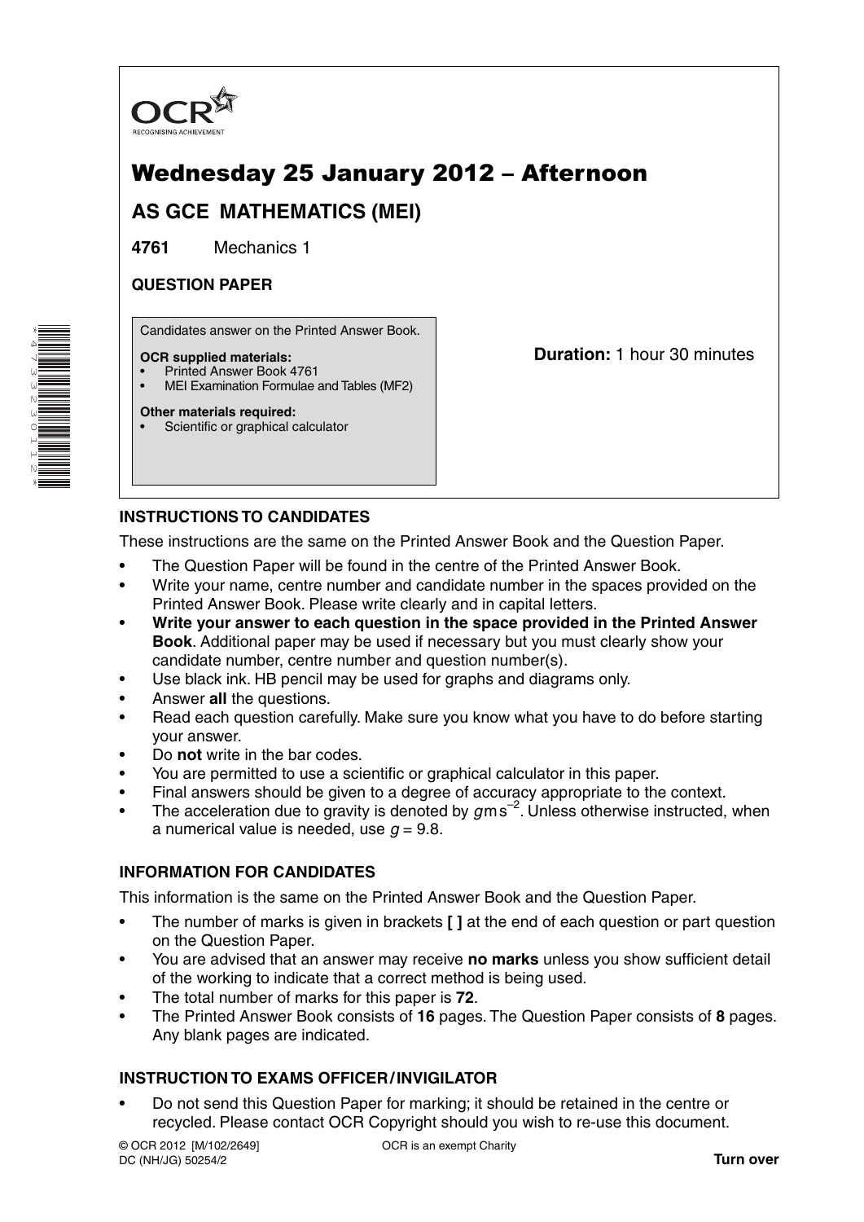OCR

RECOGNISING ACHIEVEMENT

# Wednesday 25 January 2012 – Afternoon

## AS GCE MATHEMATICS (MEI)

**4761** Mechanics 1

**QUESTION PAPER**

Candidates answer on the Printed Answer Book.

**OCR supplied materials:**
- Printed Answer Book 4761
- MEI Examination Formulae and Tables (MF2)

**Other materials required:**
- Scientific or graphical calculator

**Duration:** 1 hour 30 minutes

### INSTRUCTIONS TO CANDIDATES

These instructions are the same on the Printed Answer Book and the Question Paper.

- The Question Paper will be found in the centre of the Printed Answer Book.
- Write your name, centre number and candidate number in the spaces provided on the Printed Answer Book. Please write clearly and in capital letters.
- **Write your answer to each question in the space provided in the Printed Answer Book**. Additional paper may be used if necessary but you must clearly show your candidate number, centre number and question number(s).
- Use black ink. HB pencil may be used for graphs and diagrams only.
- Answer **all** the questions.
- Read each question carefully. Make sure you know what you have to do before starting your answer.
- Do **not** write in the bar codes.
- You are permitted to use a scientific or graphical calculator in this paper.
- Final answers should be given to a degree of accuracy appropriate to the context.
- The acceleration due to gravity is denoted by $g\,\text{m s}^{-2}$. Unless otherwise instructed, when a numerical value is needed, use $g = 9.8$.

### INFORMATION FOR CANDIDATES

This information is the same on the Printed Answer Book and the Question Paper.

- The number of marks is given in brackets **[ ]** at the end of each question or part question on the Question Paper.
- You are advised that an answer may receive **no marks** unless you show sufficient detail of the working to indicate that a correct method is being used.
- The total number of marks for this paper is **72**.
- The Printed Answer Book consists of **16** pages. The Question Paper consists of **8** pages. Any blank pages are indicated.

### INSTRUCTION TO EXAMS OFFICER / INVIGILATOR

- Do not send this Question Paper for marking; it should be retained in the centre or recycled. Please contact OCR Copyright should you wish to re-use this document.

© OCR 2012 [M/102/2649]
DC (NH/JG) 50254/2

OCR is an exempt Charity

**Turn over**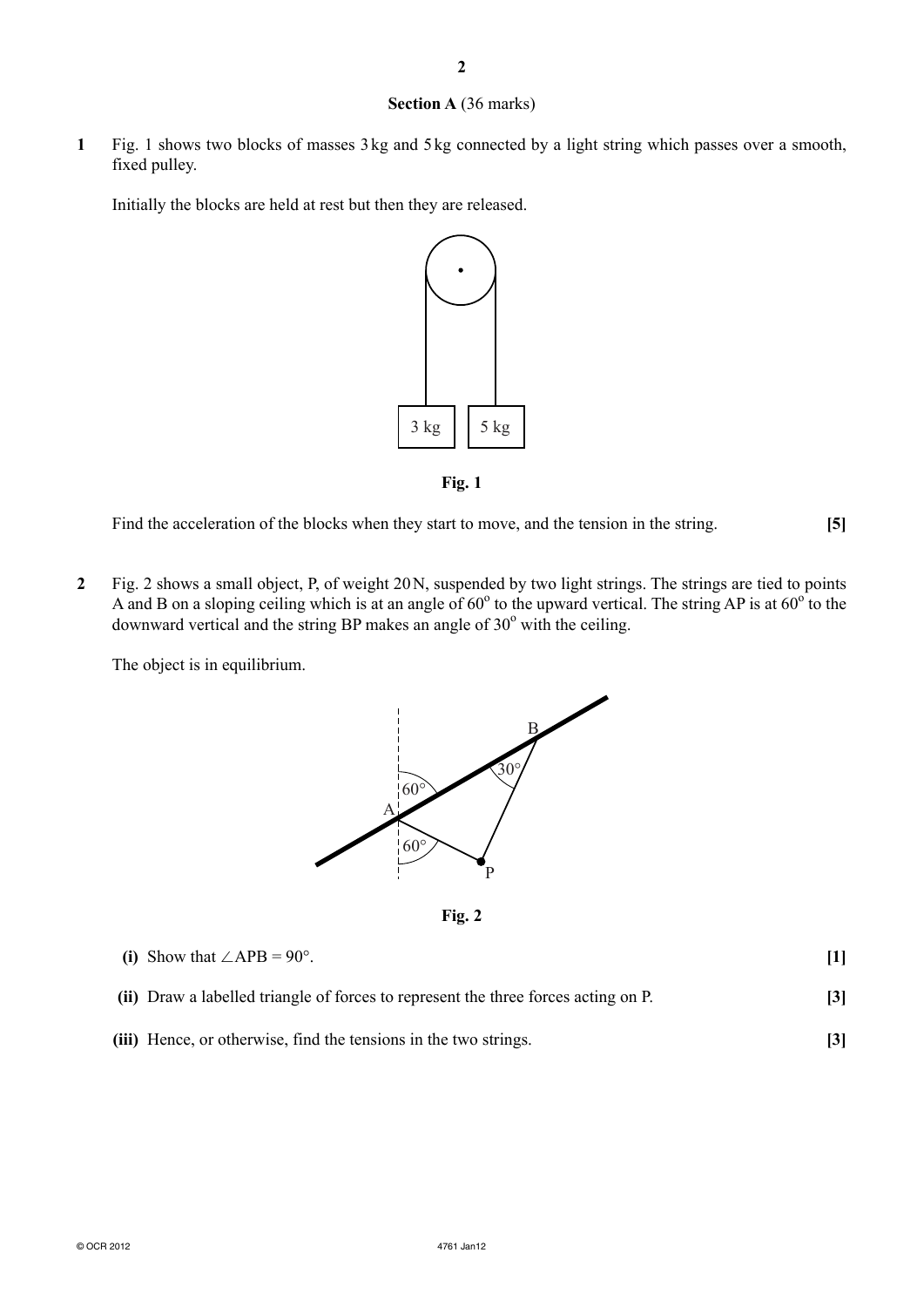**Section A** (36 marks)

**1** Fig. 1 shows two blocks of masses 3 kg and 5 kg connected by a light string which passes over a smooth, fixed pulley.

Initially the blocks are held at rest but then they are released.

**Fig. 1**

Find the acceleration of the blocks when they start to move, and the tension in the string. **[5]**

**2** Fig. 2 shows a small object, P, of weight 20 N, suspended by two light strings. The strings are tied to points A and B on a sloping ceiling which is at an angle of $60^\circ$ to the upward vertical. The string AP is at $60^\circ$ to the downward vertical and the string BP makes an angle of $30^\circ$ with the ceiling.

The object is in equilibrium.

**Fig. 2**

**(i)** Show that $\angle APB = 90^\circ$. **[1]**

**(ii)** Draw a labelled triangle of forces to represent the three forces acting on P. **[3]**

**(iii)** Hence, or otherwise, find the tensions in the two strings. **[3]**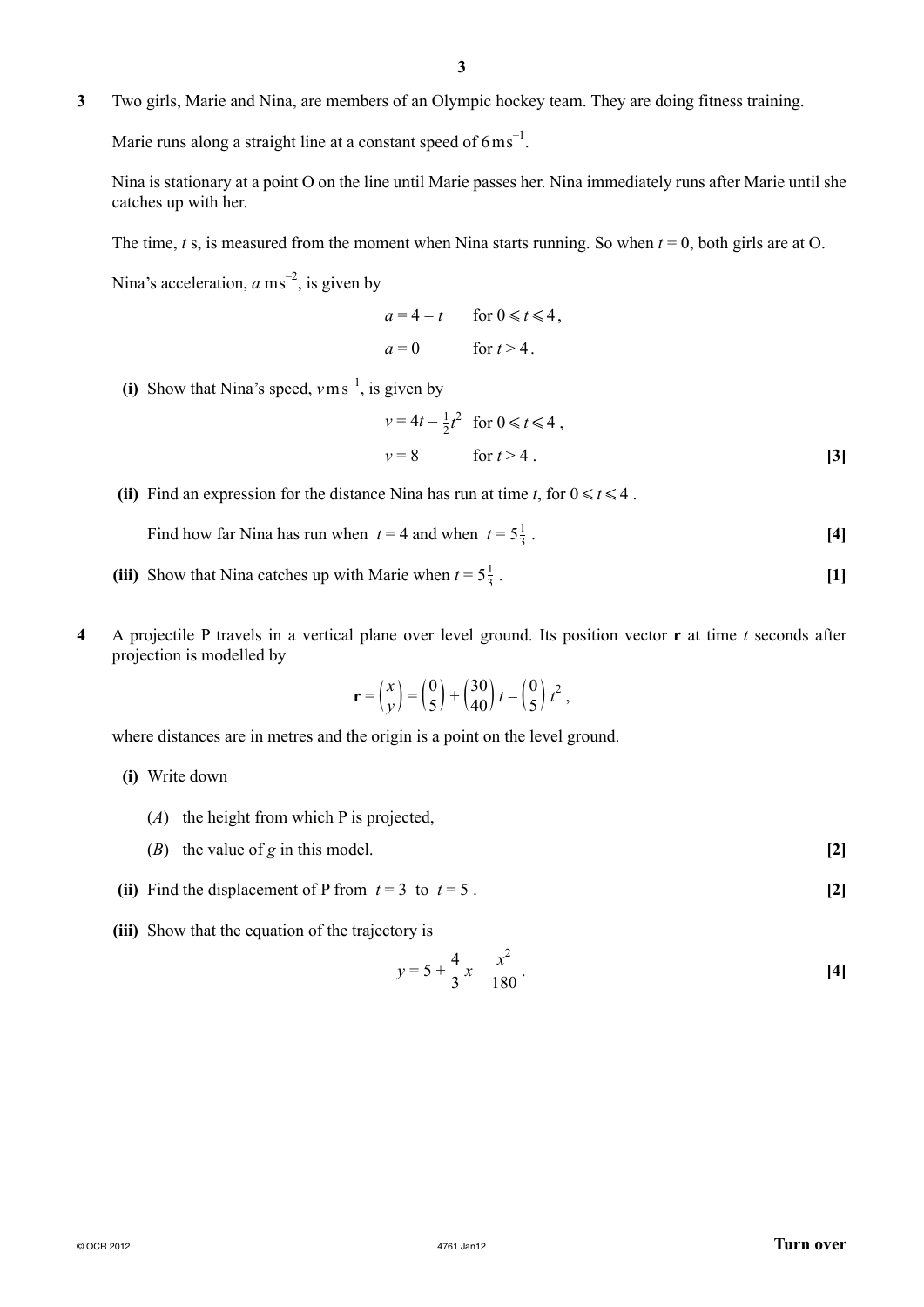**3** Two girls, Marie and Nina, are members of an Olympic hockey team. They are doing fitness training.

Marie runs along a straight line at a constant speed of $6\,\text{m s}^{-1}$.

Nina is stationary at a point O on the line until Marie passes her. Nina immediately runs after Marie until she catches up with her.

The time, $t$ s, is measured from the moment when Nina starts running. So when $t = 0$, both girls are at O.

Nina's acceleration, $a\,\text{m s}^{-2}$, is given by

$$a = 4 - t \quad \text{for } 0 \leqslant t \leqslant 4,$$
$$a = 0 \quad \text{for } t > 4.$$

**(i)** Show that Nina's speed, $v\,\text{m s}^{-1}$, is given by

$$v = 4t - \tfrac{1}{2}t^2 \quad \text{for } 0 \leqslant t \leqslant 4,$$
$$v = 8 \quad \text{for } t > 4.$$

**[3]**

**(ii)** Find an expression for the distance Nina has run at time $t$, for $0 \leqslant t \leqslant 4$.

Find how far Nina has run when $t = 4$ and when $t = 5\tfrac{1}{3}$. **[4]**

**(iii)** Show that Nina catches up with Marie when $t = 5\tfrac{1}{3}$. **[1]**

**4** A projectile P travels in a vertical plane over level ground. Its position vector $\mathbf{r}$ at time $t$ seconds after projection is modelled by

$$\mathbf{r} = \begin{pmatrix} x \\ y \end{pmatrix} = \begin{pmatrix} 0 \\ 5 \end{pmatrix} + \begin{pmatrix} 30 \\ 40 \end{pmatrix} t - \begin{pmatrix} 0 \\ 5 \end{pmatrix} t^2,$$

where distances are in metres and the origin is a point on the level ground.

**(i)** Write down

($A$) the height from which P is projected,

($B$) the value of $g$ in this model. **[2]**

**(ii)** Find the displacement of P from $t = 3$ to $t = 5$. **[2]**

**(iii)** Show that the equation of the trajectory is

$$y = 5 + \frac{4}{3}x - \frac{x^2}{180}.$$

**[4]**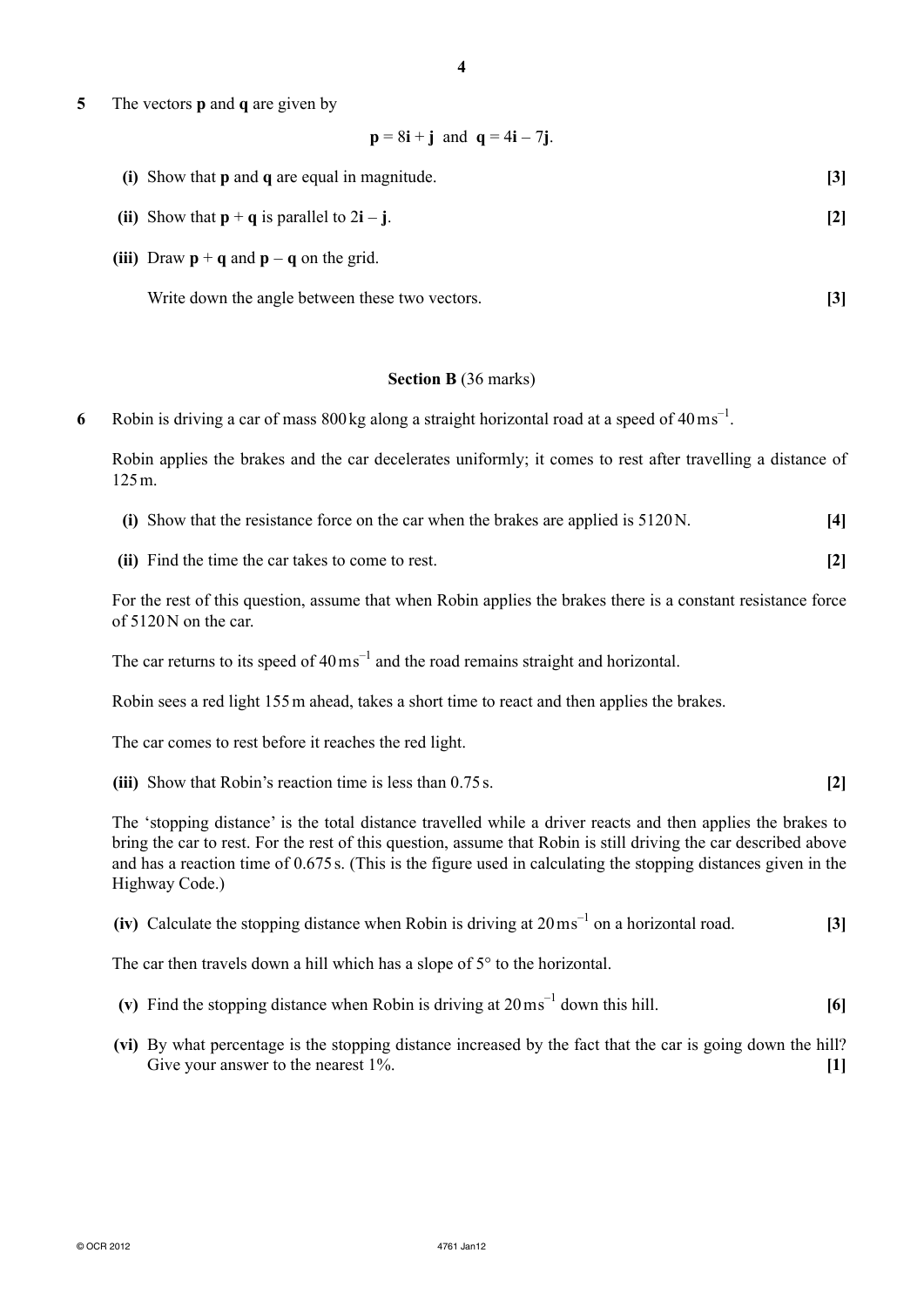**5** The vectors **p** and **q** are given by

$$\mathbf{p} = 8\mathbf{i} + \mathbf{j} \text{ and } \mathbf{q} = 4\mathbf{i} - 7\mathbf{j}.$$

**(i)** Show that **p** and **q** are equal in magnitude. **[3]**

**(ii)** Show that $\mathbf{p} + \mathbf{q}$ is parallel to $2\mathbf{i} - \mathbf{j}$. **[2]**

**(iii)** Draw $\mathbf{p} + \mathbf{q}$ and $\mathbf{p} - \mathbf{q}$ on the grid.

Write down the angle between these two vectors. **[3]**

## Section B (36 marks)

**6** Robin is driving a car of mass 800 kg along a straight horizontal road at a speed of $40\,\mathrm{m\,s^{-1}}$.

Robin applies the brakes and the car decelerates uniformly; it comes to rest after travelling a distance of 125 m.

**(i)** Show that the resistance force on the car when the brakes are applied is 5120 N. **[4]**

**(ii)** Find the time the car takes to come to rest. **[2]**

For the rest of this question, assume that when Robin applies the brakes there is a constant resistance force of 5120 N on the car.

The car returns to its speed of $40\,\mathrm{m\,s^{-1}}$ and the road remains straight and horizontal.

Robin sees a red light 155 m ahead, takes a short time to react and then applies the brakes.

The car comes to rest before it reaches the red light.

**(iii)** Show that Robin's reaction time is less than 0.75 s. **[2]**

The 'stopping distance' is the total distance travelled while a driver reacts and then applies the brakes to bring the car to rest. For the rest of this question, assume that Robin is still driving the car described above and has a reaction time of 0.675 s. (This is the figure used in calculating the stopping distances given in the Highway Code.)

**(iv)** Calculate the stopping distance when Robin is driving at $20\,\mathrm{m\,s^{-1}}$ on a horizontal road. **[3]**

The car then travels down a hill which has a slope of 5° to the horizontal.

**(v)** Find the stopping distance when Robin is driving at $20\,\mathrm{m\,s^{-1}}$ down this hill. **[6]**

**(vi)** By what percentage is the stopping distance increased by the fact that the car is going down the hill? Give your answer to the nearest 1%. **[1]**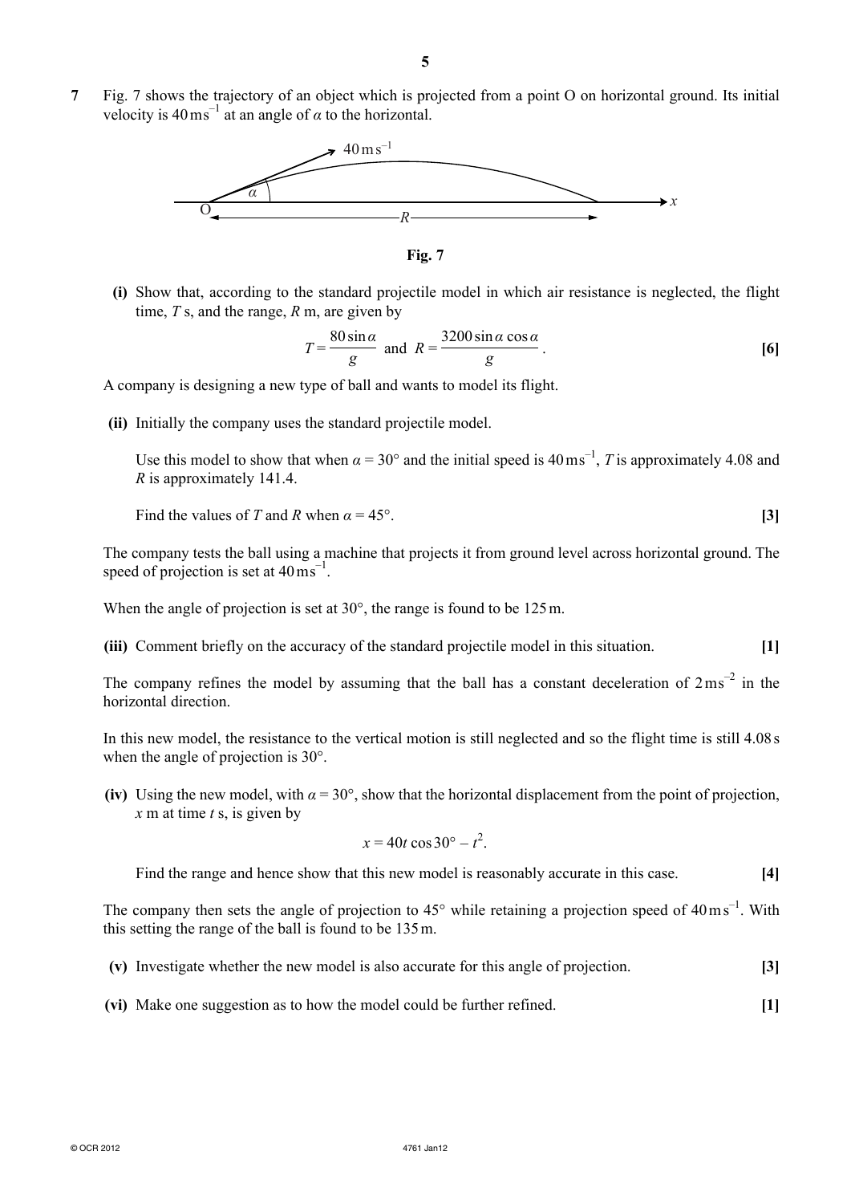**7** Fig. 7 shows the trajectory of an object which is projected from a point O on horizontal ground. Its initial velocity is $40\,\text{m}\,\text{s}^{-1}$ at an angle of $\alpha$ to the horizontal.

**Fig. 7**

**(i)** Show that, according to the standard projectile model in which air resistance is neglected, the flight time, $T$ s, and the range, $R$ m, are given by

$$T = \frac{80\sin\alpha}{g} \text{ and } R = \frac{3200\sin\alpha\cos\alpha}{g}.$$ **[6]**

A company is designing a new type of ball and wants to model its flight.

**(ii)** Initially the company uses the standard projectile model.

Use this model to show that when $\alpha = 30°$ and the initial speed is $40\,\text{m}\,\text{s}^{-1}$, $T$ is approximately 4.08 and $R$ is approximately 141.4.

Find the values of $T$ and $R$ when $\alpha = 45°$. **[3]**

The company tests the ball using a machine that projects it from ground level across horizontal ground. The speed of projection is set at $40\,\text{m}\,\text{s}^{-1}$.

When the angle of projection is set at 30°, the range is found to be 125 m.

**(iii)** Comment briefly on the accuracy of the standard projectile model in this situation. **[1]**

The company refines the model by assuming that the ball has a constant deceleration of $2\,\text{m}\,\text{s}^{-2}$ in the horizontal direction.

In this new model, the resistance to the vertical motion is still neglected and so the flight time is still 4.08 s when the angle of projection is 30°.

**(iv)** Using the new model, with $\alpha = 30°$, show that the horizontal displacement from the point of projection, $x$ m at time $t$ s, is given by

$$x = 40t\cos 30° - t^2.$$

Find the range and hence show that this new model is reasonably accurate in this case. **[4]**

The company then sets the angle of projection to 45° while retaining a projection speed of $40\,\text{m}\,\text{s}^{-1}$. With this setting the range of the ball is found to be 135 m.

**(v)** Investigate whether the new model is also accurate for this angle of projection. **[3]**

**(vi)** Make one suggestion as to how the model could be further refined. **[1]**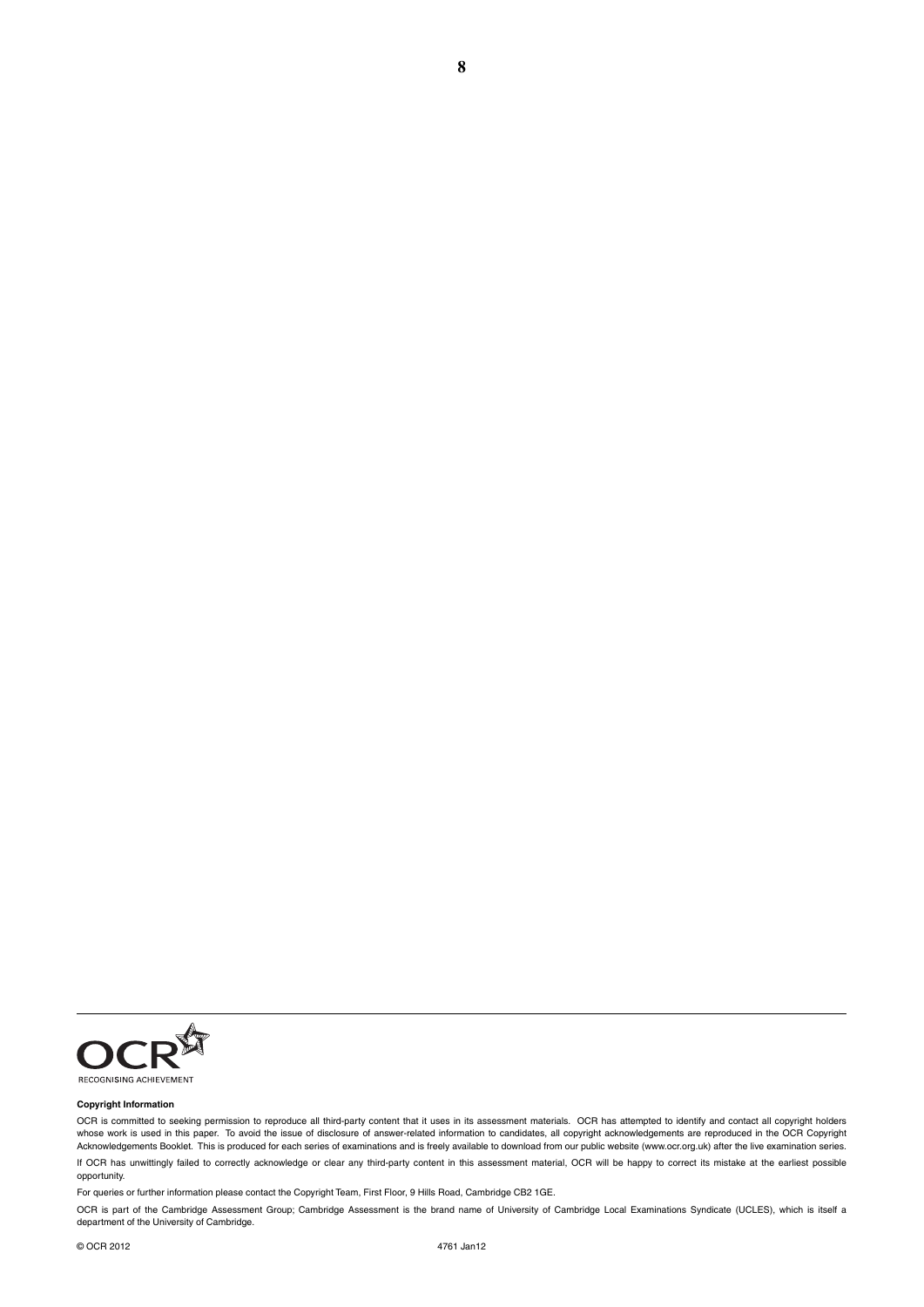OCR

RECOGNISING ACHIEVEMENT

**Copyright Information**

OCR is committed to seeking permission to reproduce all third-party content that it uses in its assessment materials. OCR has attempted to identify and contact all copyright holders whose work is used in this paper. To avoid the issue of disclosure of answer-related information to candidates, all copyright acknowledgements are reproduced in the OCR Copyright Acknowledgements Booklet. This is produced for each series of examinations and is freely available to download from our public website (www.ocr.org.uk) after the live examination series.

If OCR has unwittingly failed to correctly acknowledge or clear any third-party content in this assessment material, OCR will be happy to correct its mistake at the earliest possible opportunity.

For queries or further information please contact the Copyright Team, First Floor, 9 Hills Road, Cambridge CB2 1GE.

OCR is part of the Cambridge Assessment Group; Cambridge Assessment is the brand name of University of Cambridge Local Examinations Syndicate (UCLES), which is itself a department of the University of Cambridge.

© OCR 2012 4761 Jan12